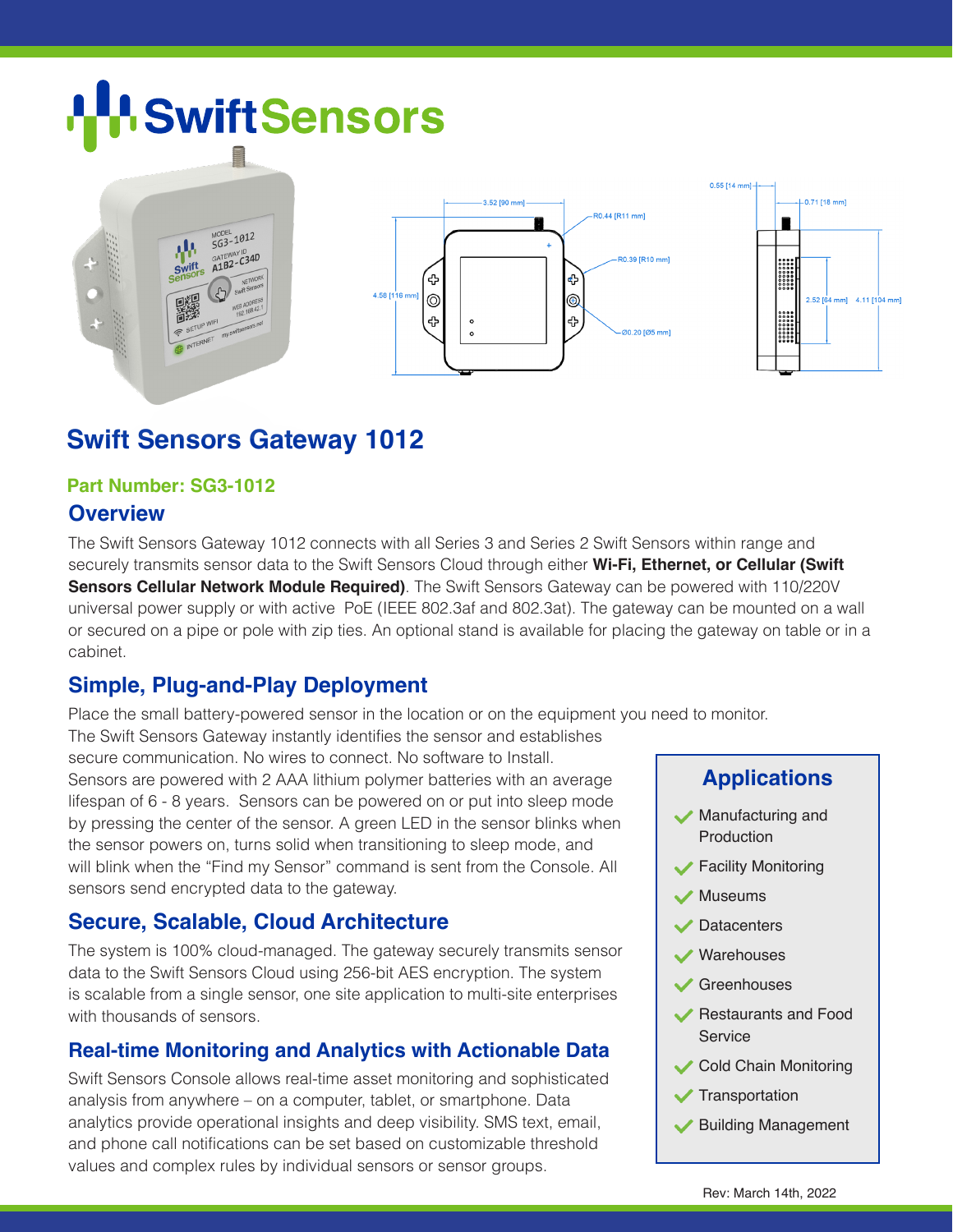# Swift Sensors

## Swift Sensors Gateway 1012

### Part Number: SG3-1012

### Overview

The Swift Sensors Gateway 1012 connects with all Series 3 and Series 2 Swift Sensors within range and securely transmits sensor data to the Swift Sensors Cloud through either **Wi-Fi, Ethernet, or Cellular (Swift Sensors Cellular Network Module Required)**. The Swift Sensors Gateway can be powered with 110/220V universal power supply or with active PoE (IEEE 802.3af and 802.3at). The gateway can be mounted on a wall or secured on a pipe or pole with zip ties. An optional stand is available for placing the gateway on table or in a cabinet.

### Simple, Plug-and-Play Deployment

Place the small battery-powered sensor in the location or on the equipment you need to monitor. The Swift Sensors Gateway instantly identifies the sensor and establishes secure communication. No wires to connect. No software to Install. Sensors are powered with 2 AAA lithium polymer batteries with an average lifespan of 6 - 8 years. Sensors can be powered on or put into sleep mode by pressing the center of the sensor. A green LED in the sensor blinks when the sensor powers on, turns solid when transitioning to sleep mode, and will blink when the "Find my Sensor" command is sent from the Console. All sensors send encrypted data to the gateway.

### Secure, Scalable, Cloud Architecture

The system is 100% cloud-managed. The gateway securely transmits sensor data to the Swift Sensors Cloud using 256-bit AES encryption. The system is scalable from a single sensor, one site application to multi-site enterprises with thousands of sensors.

### Real-time Monitoring and Analytics with Actionable Data

Swift Sensors Console allows real-time asset monitoring and sophisticated analysis from anywhere – on a computer, tablet, or smartphone. Data analytics provide operational insights and deep visibility. SMS text, email, and phone call notifications can be set based on customizable threshold values and complex rules by individual sensors or sensor groups.

### Applications

- Manufacturing and Production
- Facility Monitoring
- Museums
- Datacenters
- Warehouses
- Greenhouses
- Restaurants and Food Service
- Cold Chain Monitoring
- Transportation
- Building Management

Rev: March 14th, 2022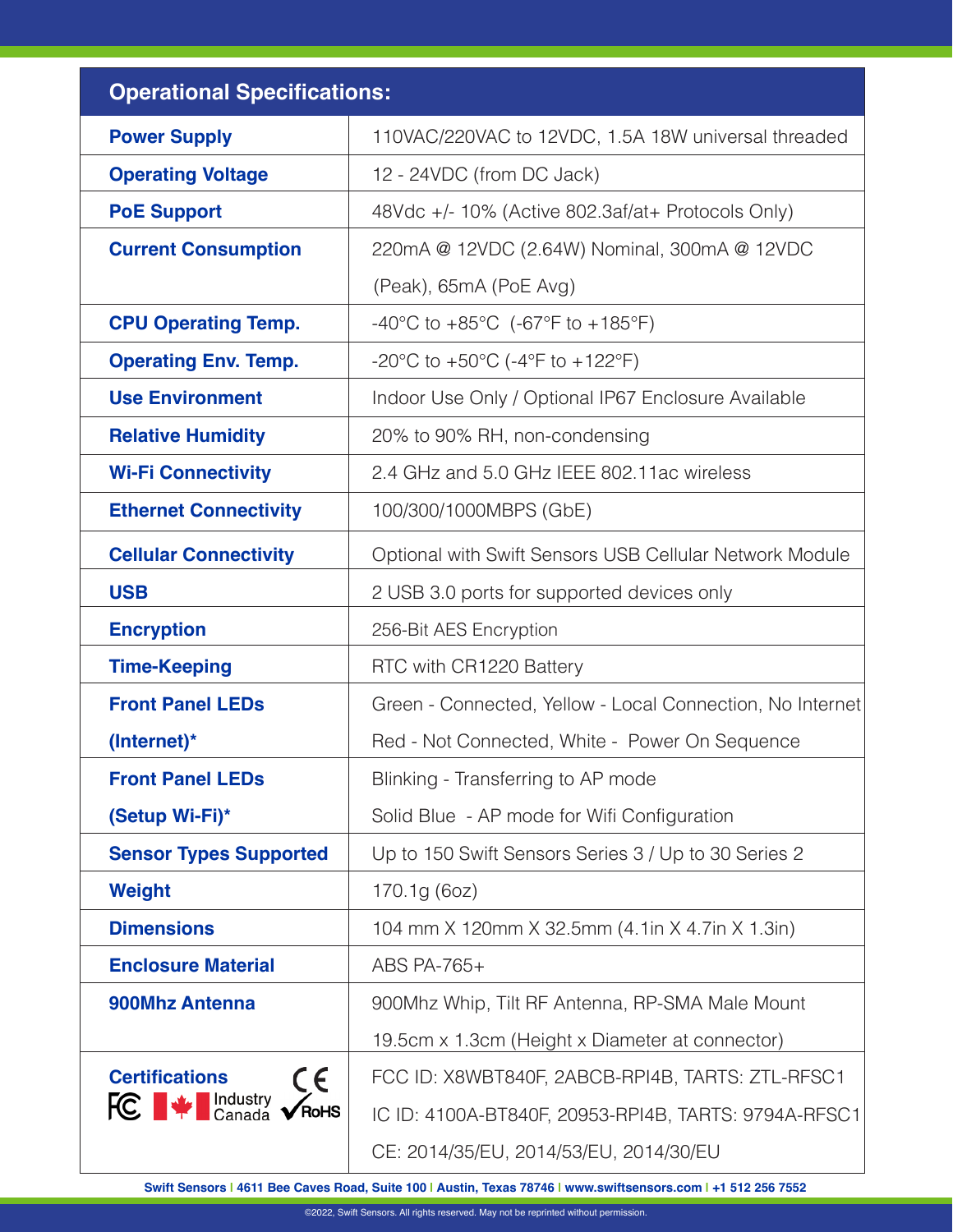| Operational Specifications: | |
|---|---|
| **Power Supply** | 110VAC/220VAC to 12VDC, 1.5A 18W universal threaded |
| **Operating Voltage** | 12 - 24VDC (from DC Jack) |
| **PoE Support** | 48Vdc +/- 10% (Active 802.3af/at+ Protocols Only) |
| **Current Consumption** | 220mA @ 12VDC (2.64W) Nominal, 300mA @ 12VDC (Peak), 65mA (PoE Avg) |
| **CPU Operating Temp.** | -40°C to +85°C (-67°F to +185°F) |
| **Operating Env. Temp.** | -20°C to +50°C (-4°F to +122°F) |
| **Use Environment** | Indoor Use Only / Optional IP67 Enclosure Available |
| **Relative Humidity** | 20% to 90% RH, non-condensing |
| **Wi-Fi Connectivity** | 2.4 GHz and 5.0 GHz IEEE 802.11ac wireless |
| **Ethernet Connectivity** | 100/300/1000MBPS (GbE) |
| **Cellular Connectivity** | Optional with Swift Sensors USB Cellular Network Module |
| **USB** | 2 USB 3.0 ports for supported devices only |
| **Encryption** | 256-Bit AES Encryption |
| **Time-Keeping** | RTC with CR1220 Battery |
| **Front Panel LEDs (Internet)*** | Green - Connected, Yellow - Local Connection, No Internet Red - Not Connected, White - Power On Sequence |
| **Front Panel LEDs (Setup Wi-Fi)*** | Blinking - Transferring to AP mode Solid Blue - AP mode for Wifi Configuration |
| **Sensor Types Supported** | Up to 150 Swift Sensors Series 3 / Up to 30 Series 2 |
| **Weight** | 170.1g (6oz) |
| **Dimensions** | 104 mm X 120mm X 32.5mm (4.1in X 4.7in X 1.3in) |
| **Enclosure Material** | ABS PA-765+ |
| **900Mhz Antenna** | 900Mhz Whip, Tilt RF Antenna, RP-SMA Male Mount 19.5cm x 1.3cm (Height x Diameter at connector) |
| **Certifications** FC, Industry Canada, CE, RoHS | FCC ID: X8WBT840F, 2ABCB-RPI4B, TARTS: ZTL-RFSC1 IC ID: 4100A-BT840F, 20953-RPI4B, TARTS: 9794A-RFSC1 CE: 2014/35/EU, 2014/53/EU, 2014/30/EU |

**Swift Sensors | 4611 Bee Caves Road, Suite 100 | Austin, Texas 78746 | www.swiftsensors.com | +1 512 256 7552**

©2022, Swift Sensors. All rights reserved. May not be reprinted without permission.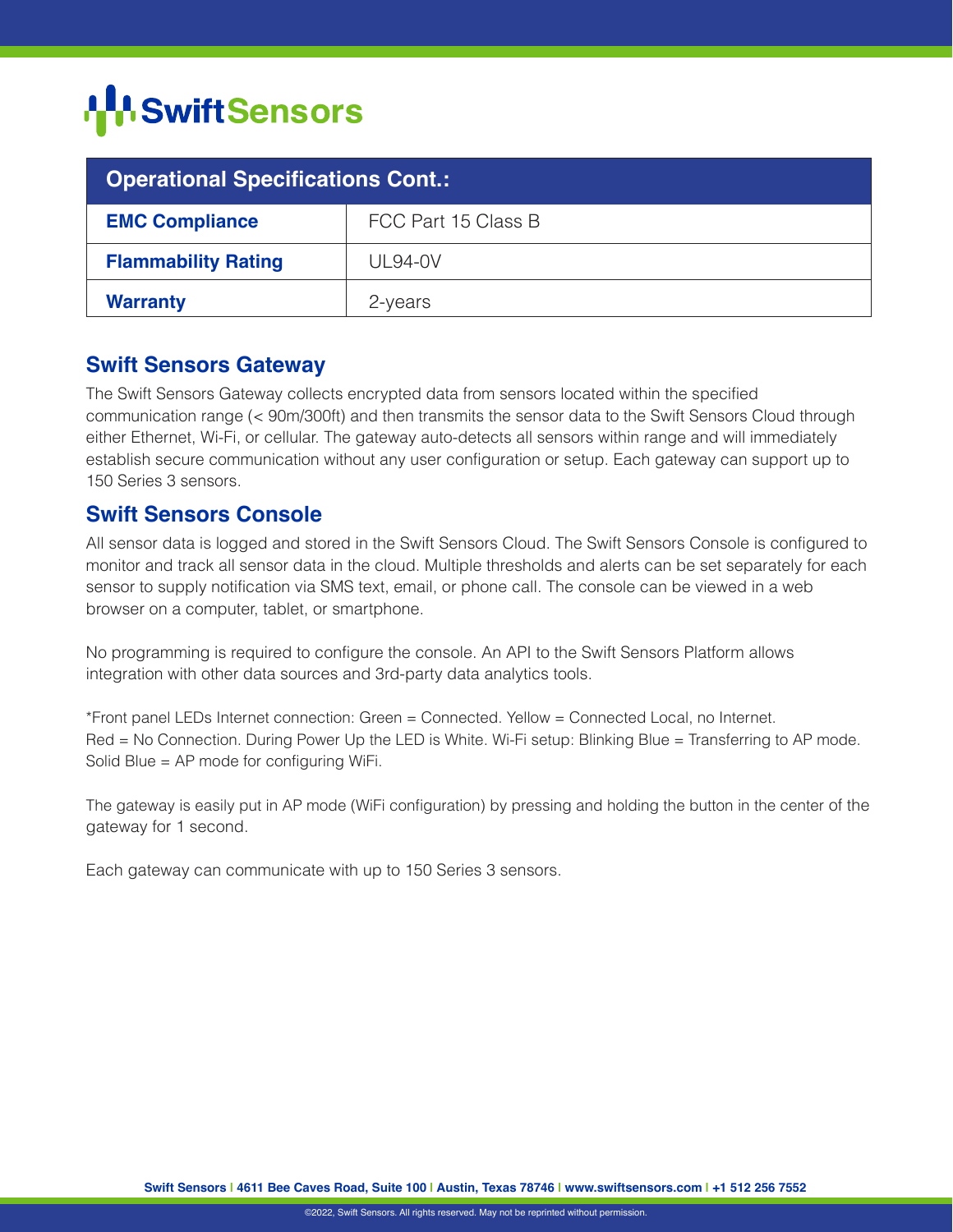| Operational Specifications Cont.: | |
|---|---|
| **EMC Compliance** | FCC Part 15 Class B |
| **Flammability Rating** | UL94-0V |
| **Warranty** | 2-years |

## Swift Sensors Gateway

The Swift Sensors Gateway collects encrypted data from sensors located within the specified communication range (< 90m/300ft) and then transmits the sensor data to the Swift Sensors Cloud through either Ethernet, Wi-Fi, or cellular. The gateway auto-detects all sensors within range and will immediately establish secure communication without any user configuration or setup. Each gateway can support up to 150 Series 3 sensors.

## Swift Sensors Console

All sensor data is logged and stored in the Swift Sensors Cloud. The Swift Sensors Console is configured to monitor and track all sensor data in the cloud. Multiple thresholds and alerts can be set separately for each sensor to supply notification via SMS text, email, or phone call. The console can be viewed in a web browser on a computer, tablet, or smartphone.

No programming is required to configure the console. An API to the Swift Sensors Platform allows integration with other data sources and 3rd-party data analytics tools.

*Front panel LEDs Internet connection: Green = Connected. Yellow = Connected Local, no Internet. Red = No Connection. During Power Up the LED is White. Wi-Fi setup: Blinking Blue = Transferring to AP mode. Solid Blue = AP mode for configuring WiFi.

The gateway is easily put in AP mode (WiFi configuration) by pressing and holding the button in the center of the gateway for 1 second.

Each gateway can communicate with up to 150 Series 3 sensors.

**Swift Sensors | 4611 Bee Caves Road, Suite 100 | Austin, Texas 78746 | www.swiftsensors.com | +1 512 256 7552**

©2022, Swift Sensors. All rights reserved. May not be reprinted without permission.